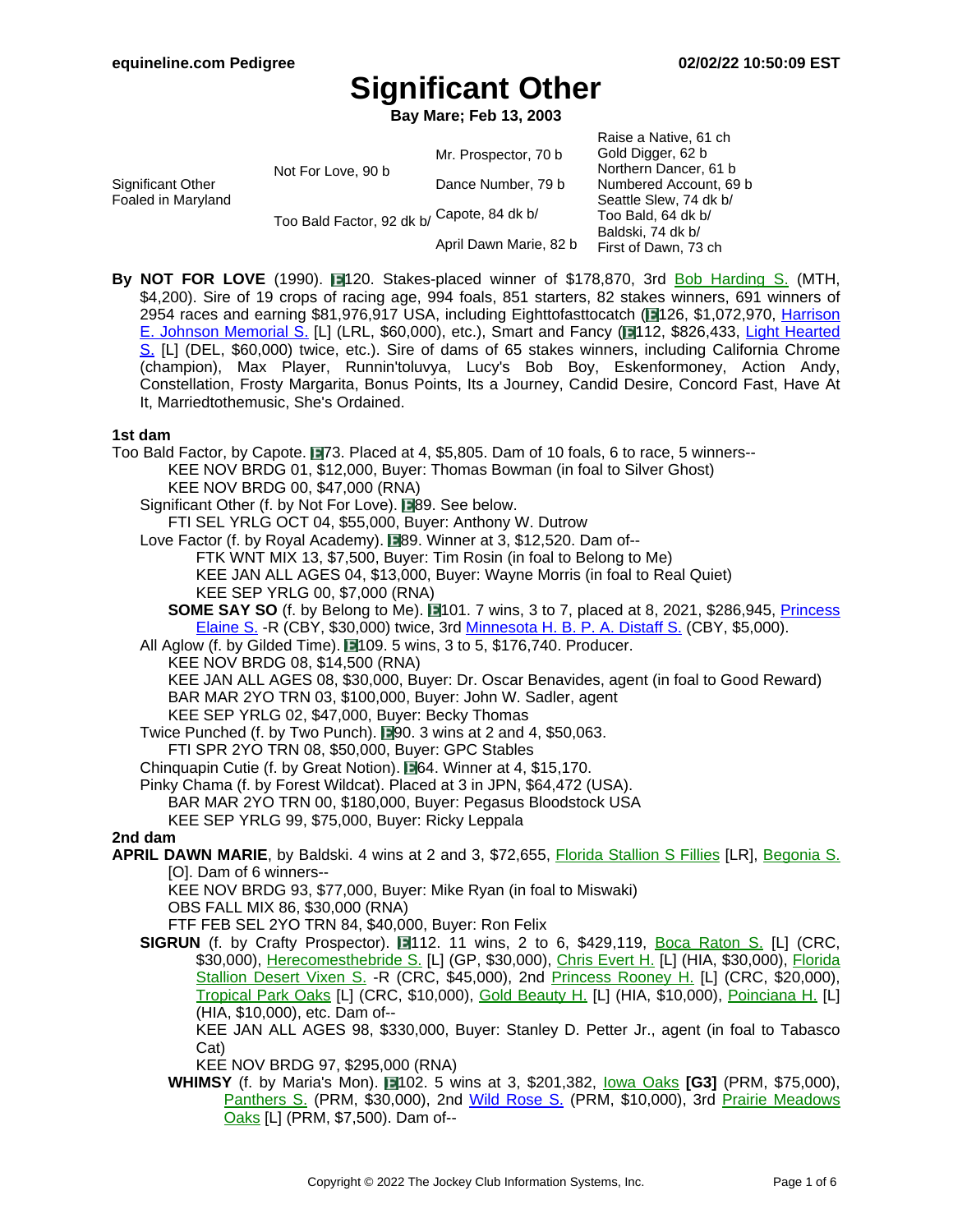# Significant Other

**Bay Mare; Feb 13, 2003**

| | | | |
|---|---|---|---|
| Significant Other Foaled in Maryland | Not For Love, 90 b | Mr. Prospector, 70 b | Raise a Native, 61 ch |
| | | | Gold Digger, 62 b |
| | | Dance Number, 79 b | Northern Dancer, 61 b |
| | | | Numbered Account, 69 b |
| | Too Bald Factor, 92 dk b/ | Capote, 84 dk b/ | Seattle Slew, 74 dk b/ |
| | | | Too Bald, 64 dk b/ |
| | | April Dawn Marie, 82 b | Baldski, 74 dk b/ |
| | | | First of Dawn, 73 ch |

By **NOT FOR LOVE** (1990). E120. Stakes-placed winner of $178,870, 3rd Bob Harding S. (MTH, $4,200). Sire of 19 crops of racing age, 994 foals, 851 starters, 82 stakes winners, 691 winners of 2954 races and earning $81,976,917 USA, including Eighttofasttocatch (E126, $1,072,970, Harrison E. Johnson Memorial S. [L] (LRL, $60,000), etc.), Smart and Fancy (E112, $826,433, Light Hearted S. [L] (DEL, $60,000) twice, etc.). Sire of dams of 65 stakes winners, including California Chrome (champion), Max Player, Runnin'toluvya, Lucy's Bob Boy, Eskenformoney, Action Andy, Constellation, Frosty Margarita, Bonus Points, Its a Journey, Candid Desire, Concord Fast, Have At It, Marriedtothemusic, She's Ordained.

**1st dam**

Too Bald Factor, by Capote. E73. Placed at 4, $5,805. Dam of 10 foals, 6 to race, 5 winners--
- KEE NOV BRDG 01, $12,000, Buyer: Thomas Bowman (in foal to Silver Ghost)
- KEE NOV BRDG 00, $47,000 (RNA)

Significant Other (f. by Not For Love). E89. See below.
- FTI SEL YRLG OCT 04, $55,000, Buyer: Anthony W. Dutrow

Love Factor (f. by Royal Academy). E89. Winner at 3, $12,520. Dam of--
- FTK WNT MIX 13, $7,500, Buyer: Tim Rosin (in foal to Belong to Me)
- KEE JAN ALL AGES 04, $13,000, Buyer: Wayne Morris (in foal to Real Quiet)
- KEE SEP YRLG 00, $7,000 (RNA)

**SOME SAY SO** (f. by Belong to Me). E101. 7 wins, 3 to 7, placed at 8, 2021, $286,945, Princess Elaine S. -R (CBY, $30,000) twice, 3rd Minnesota H. B. P. A. Distaff S. (CBY, $5,000).

All Aglow (f. by Gilded Time). E109. 5 wins, 3 to 5, $176,740. Producer.
- KEE NOV BRDG 08, $14,500 (RNA)
- KEE JAN ALL AGES 08, $30,000, Buyer: Dr. Oscar Benavides, agent (in foal to Good Reward)
- BAR MAR 2YO TRN 03, $100,000, Buyer: John W. Sadler, agent
- KEE SEP YRLG 02, $47,000, Buyer: Becky Thomas

Twice Punched (f. by Two Punch). E90. 3 wins at 2 and 4, $50,063.
- FTI SPR 2YO TRN 08, $50,000, Buyer: GPC Stables

Chinquapin Cutie (f. by Great Notion). E64. Winner at 4, $15,170.

Pinky Chama (f. by Forest Wildcat). Placed at 3 in JPN, $64,472 (USA).
- BAR MAR 2YO TRN 00, $180,000, Buyer: Pegasus Bloodstock USA
- KEE SEP YRLG 99, $75,000, Buyer: Ricky Leppala

**2nd dam**

**APRIL DAWN MARIE**, by Baldski. 4 wins at 2 and 3, $72,655, Florida Stallion S Fillies [LR], Begonia S. [O]. Dam of 6 winners--
- KEE NOV BRDG 93, $77,000, Buyer: Mike Ryan (in foal to Miswaki)
- OBS FALL MIX 86, $30,000 (RNA)
- FTF FEB SEL 2YO TRN 84, $40,000, Buyer: Ron Felix

**SIGRUN** (f. by Crafty Prospector). E112. 11 wins, 2 to 6, $429,119, Boca Raton S. [L] (CRC, $30,000), Herecomesthebride S. [L] (GP, $30,000), Chris Evert H. [L] (HIA, $30,000), Florida Stallion Desert Vixen S. -R (CRC, $45,000), 2nd Princess Rooney H. [L] (CRC, $20,000), Tropical Park Oaks [L] (CRC, $10,000), Gold Beauty H. [L] (HIA, $10,000), Poinciana H. [L] (HIA, $10,000), etc. Dam of--
- KEE JAN ALL AGES 98, $330,000, Buyer: Stanley D. Petter Jr., agent (in foal to Tabasco Cat)
- KEE NOV BRDG 97, $295,000 (RNA)

**WHIMSY** (f. by Maria's Mon). E102. 5 wins at 3, $201,382, Iowa Oaks **[G3]** (PRM, $75,000), Panthers S. (PRM, $30,000), 2nd Wild Rose S. (PRM, $10,000), 3rd Prairie Meadows Oaks [L] (PRM, $7,500). Dam of--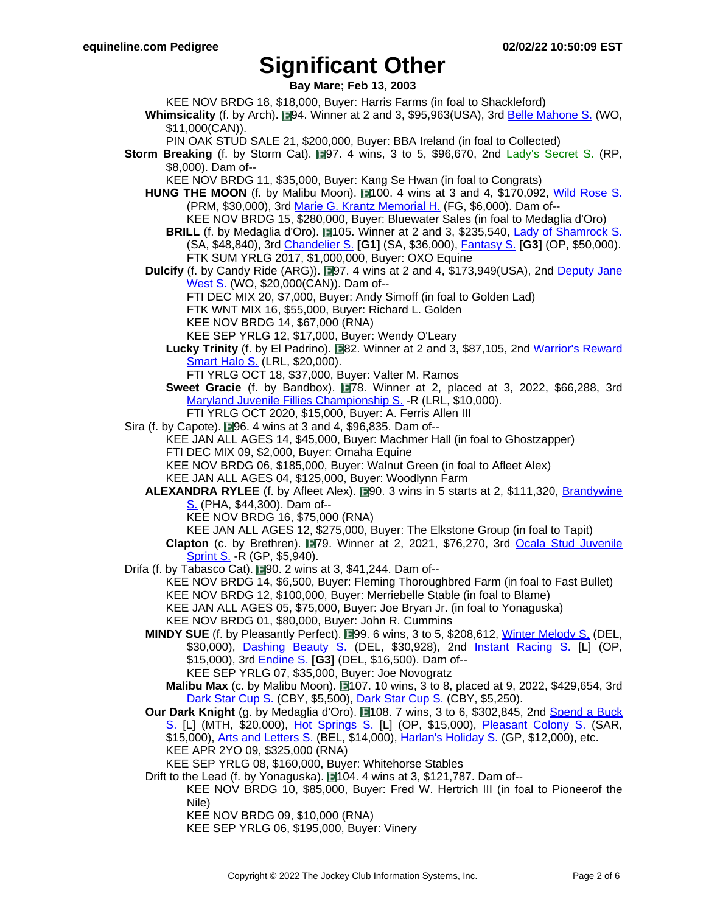# Significant Other

**Bay Mare; Feb 13, 2003**

KEE NOV BRDG 18, $18,000, Buyer: Harris Farms (in foal to Shackleford)

**Whimsicality** (f. by Arch). E94. Winner at 2 and 3, $95,963(USA), 3rd Belle Mahone S. (WO, $11,000(CAN)).

PIN OAK STUD SALE 21, $200,000, Buyer: BBA Ireland (in foal to Collected)

**Storm Breaking** (f. by Storm Cat). E97. 4 wins, 3 to 5, $96,670, 2nd Lady's Secret S. (RP, $8,000). Dam of--

KEE NOV BRDG 11, $35,000, Buyer: Kang Se Hwan (in foal to Congrats)

**HUNG THE MOON** (f. by Malibu Moon). E100. 4 wins at 3 and 4, $170,092, Wild Rose S. (PRM, $30,000), 3rd Marie G. Krantz Memorial H. (FG, $6,000). Dam of--

KEE NOV BRDG 15, $280,000, Buyer: Bluewater Sales (in foal to Medaglia d'Oro)

**BRILL** (f. by Medaglia d'Oro). E105. Winner at 2 and 3, $235,540, Lady of Shamrock S. (SA, $48,840), 3rd Chandelier S. **[G1]** (SA, $36,000), Fantasy S. **[G3]** (OP, $50,000).

FTK SUM YRLG 2017, $1,000,000, Buyer: OXO Equine

**Dulcify** (f. by Candy Ride (ARG)). E97. 4 wins at 2 and 4, $173,949(USA), 2nd Deputy Jane West S. (WO, $20,000(CAN)). Dam of--

FTI DEC MIX 20, $7,000, Buyer: Andy Simoff (in foal to Golden Lad)
FTK WNT MIX 16, $55,000, Buyer: Richard L. Golden
KEE NOV BRDG 14, $67,000 (RNA)
KEE SEP YRLG 12, $17,000, Buyer: Wendy O'Leary

**Lucky Trinity** (f. by El Padrino). E82. Winner at 2 and 3, $87,105, 2nd Warrior's Reward Smart Halo S. (LRL, $20,000).

FTI YRLG OCT 18, $37,000, Buyer: Valter M. Ramos

**Sweet Gracie** (f. by Bandbox). E78. Winner at 2, placed at 3, 2022, $66,288, 3rd Maryland Juvenile Fillies Championship S. -R (LRL, $10,000).

FTI YRLG OCT 2020, $15,000, Buyer: A. Ferris Allen III

Sira (f. by Capote). E96. 4 wins at 3 and 4, $96,835. Dam of--

KEE JAN ALL AGES 14, $45,000, Buyer: Machmer Hall (in foal to Ghostzapper)
FTI DEC MIX 09, $2,000, Buyer: Omaha Equine
KEE NOV BRDG 06, $185,000, Buyer: Walnut Green (in foal to Afleet Alex)
KEE JAN ALL AGES 04, $125,000, Buyer: Woodlynn Farm

**ALEXANDRA RYLEE** (f. by Afleet Alex). E90. 3 wins in 5 starts at 2, $111,320, Brandywine S. (PHA, $44,300). Dam of--

KEE NOV BRDG 16, $75,000 (RNA)
KEE JAN ALL AGES 12, $275,000, Buyer: The Elkstone Group (in foal to Tapit)

**Clapton** (c. by Brethren). E79. Winner at 2, 2021, $76,270, 3rd Ocala Stud Juvenile Sprint S. -R (GP, $5,940).

Drifa (f. by Tabasco Cat). E90. 2 wins at 3, $41,244. Dam of--

KEE NOV BRDG 14, $6,500, Buyer: Fleming Thoroughbred Farm (in foal to Fast Bullet)
KEE NOV BRDG 12, $100,000, Buyer: Merriebelle Stable (in foal to Blame)
KEE JAN ALL AGES 05, $75,000, Buyer: Joe Bryan Jr. (in foal to Yonaguska)
KEE NOV BRDG 01, $80,000, Buyer: John R. Cummins

**MINDY SUE** (f. by Pleasantly Perfect). E99. 6 wins, 3 to 5, $208,612, Winter Melody S. (DEL, $30,000), Dashing Beauty S. (DEL, $30,928), 2nd Instant Racing S. [L] (OP, $15,000), 3rd Endine S. **[G3]** (DEL, $16,500). Dam of--

KEE SEP YRLG 07, $35,000, Buyer: Joe Novogratz

**Malibu Max** (c. by Malibu Moon). E107. 10 wins, 3 to 8, placed at 9, 2022, $429,654, 3rd Dark Star Cup S. (CBY, $5,500), Dark Star Cup S. (CBY, $5,250).

**Our Dark Knight** (g. by Medaglia d'Oro). E108. 7 wins, 3 to 6, $302,845, 2nd Spend a Buck S. [L] (MTH, $20,000), Hot Springs S. [L] (OP, $15,000), Pleasant Colony S. (SAR, $15,000), Arts and Letters S. (BEL, $14,000), Harlan's Holiday S. (GP, $12,000), etc.

KEE APR 2YO 09, $325,000 (RNA)
KEE SEP YRLG 08, $160,000, Buyer: Whitehorse Stables

Drift to the Lead (f. by Yonaguska). E104. 4 wins at 3, $121,787. Dam of--

KEE NOV BRDG 10, $85,000, Buyer: Fred W. Hertrich III (in foal to Pioneerof the Nile)
KEE NOV BRDG 09, $10,000 (RNA)
KEE SEP YRLG 06, $195,000, Buyer: Vinery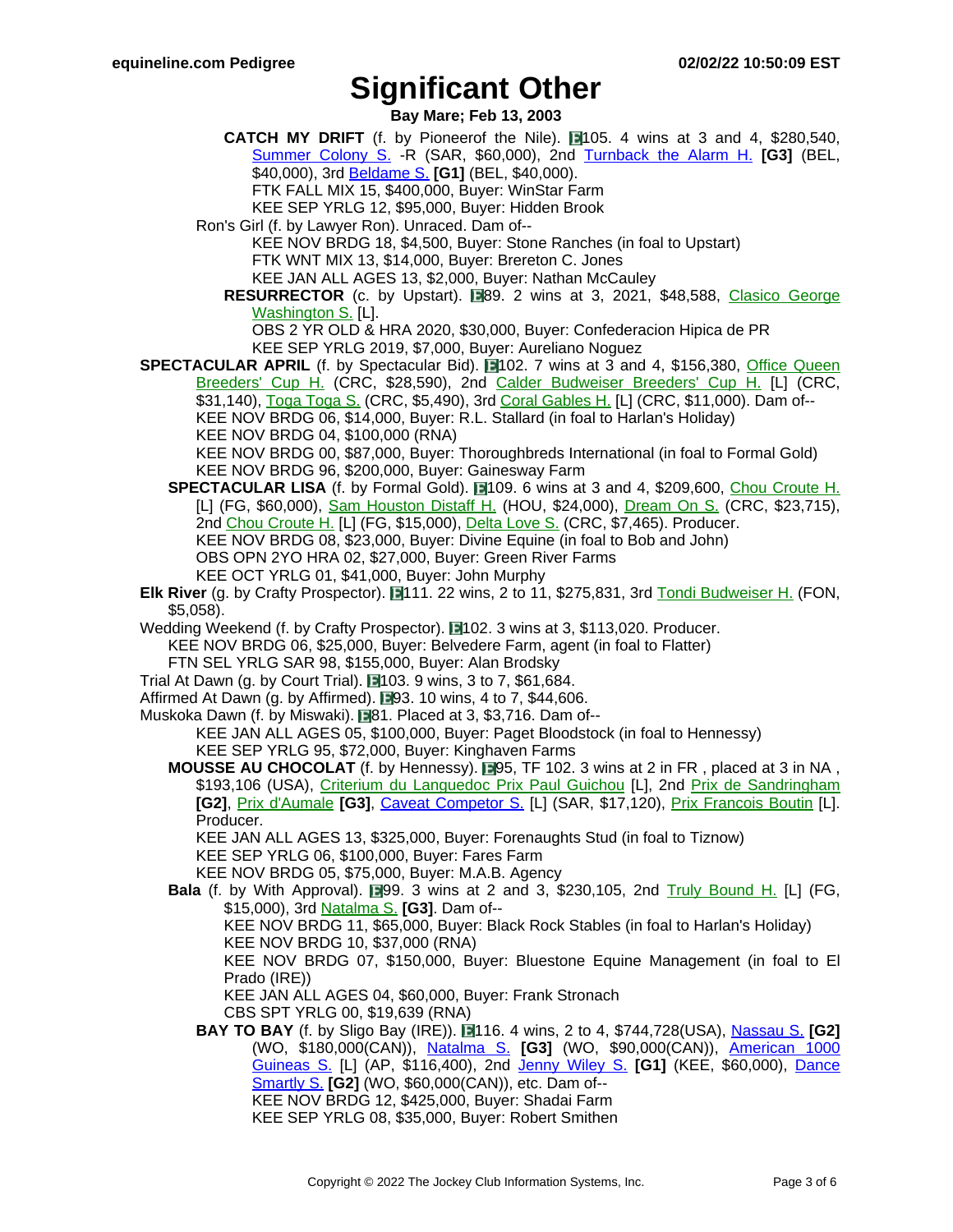# Significant Other

**Bay Mare; Feb 13, 2003**

**CATCH MY DRIFT** (f. by Pioneerof the Nile). 105. 4 wins at 3 and 4, $280,540, Summer Colony S. -R (SAR, $60,000), 2nd Turnback the Alarm H. **[G3]** (BEL, $40,000), 3rd Beldame S. **[G1]** (BEL, $40,000).
FTK FALL MIX 15, $400,000, Buyer: WinStar Farm
KEE SEP YRLG 12, $95,000, Buyer: Hidden Brook

Ron's Girl (f. by Lawyer Ron). Unraced. Dam of--
KEE NOV BRDG 18, $4,500, Buyer: Stone Ranches (in foal to Upstart)
FTK WNT MIX 13, $14,000, Buyer: Brereton C. Jones
KEE JAN ALL AGES 13, $2,000, Buyer: Nathan McCauley

**RESURRECTOR** (c. by Upstart). 89. 2 wins at 3, 2021, $48,588, Clasico George Washington S. [L].
OBS 2 YR OLD & HRA 2020, $30,000, Buyer: Confederacion Hipica de PR
KEE SEP YRLG 2019, $7,000, Buyer: Aureliano Noguez

**SPECTACULAR APRIL** (f. by Spectacular Bid). 102. 7 wins at 3 and 4, $156,380, Office Queen Breeders' Cup H. (CRC, $28,590), 2nd Calder Budweiser Breeders' Cup H. [L] (CRC, $31,140), Toga Toga S. (CRC, $5,490), 3rd Coral Gables H. [L] (CRC, $11,000). Dam of--
KEE NOV BRDG 06, $14,000, Buyer: R.L. Stallard (in foal to Harlan's Holiday)
KEE NOV BRDG 04, $100,000 (RNA)
KEE NOV BRDG 00, $87,000, Buyer: Thoroughbreds International (in foal to Formal Gold)
KEE NOV BRDG 96, $200,000, Buyer: Gainesway Farm

**SPECTACULAR LISA** (f. by Formal Gold). 109. 6 wins at 3 and 4, $209,600, Chou Croute H. [L] (FG, $60,000), Sam Houston Distaff H. (HOU, $24,000), Dream On S. (CRC, $23,715), 2nd Chou Croute H. [L] (FG, $15,000), Delta Love S. (CRC, $7,465). Producer.
KEE NOV BRDG 08, $23,000, Buyer: Divine Equine (in foal to Bob and John)
OBS OPN 2YO HRA 02, $27,000, Buyer: Green River Farms
KEE OCT YRLG 01, $41,000, Buyer: John Murphy

**Elk River** (g. by Crafty Prospector). 111. 22 wins, 2 to 11, $275,831, 3rd Tondi Budweiser H. (FON, $5,058).

Wedding Weekend (f. by Crafty Prospector). 102. 3 wins at 3, $113,020. Producer.
KEE NOV BRDG 06, $25,000, Buyer: Belvedere Farm, agent (in foal to Flatter)
FTN SEL YRLG SAR 98, $155,000, Buyer: Alan Brodsky

Trial At Dawn (g. by Court Trial). 103. 9 wins, 3 to 7, $61,684.

Affirmed At Dawn (g. by Affirmed). 93. 10 wins, 4 to 7, $44,606.

Muskoka Dawn (f. by Miswaki). 81. Placed at 3, $3,716. Dam of--
KEE JAN ALL AGES 05, $100,000, Buyer: Paget Bloodstock (in foal to Hennessy)
KEE SEP YRLG 95, $72,000, Buyer: Kinghaven Farms

**MOUSSE AU CHOCOLAT** (f. by Hennessy). 95, TF 102. 3 wins at 2 in FR , placed at 3 in NA , $193,106 (USA), Criterium du Languedoc Prix Paul Guichou [L], 2nd Prix de Sandringham **[G2]**, Prix d'Aumale **[G3]**, Caveat Competor S. [L] (SAR, $17,120), Prix Francois Boutin [L]. Producer.
KEE JAN ALL AGES 13, $325,000, Buyer: Forenaughts Stud (in foal to Tiznow)
KEE SEP YRLG 06, $100,000, Buyer: Fares Farm
KEE NOV BRDG 05, $75,000, Buyer: M.A.B. Agency

**Bala** (f. by With Approval). 99. 3 wins at 2 and 3, $230,105, 2nd Truly Bound H. [L] (FG, $15,000), 3rd Natalma S. **[G3]**. Dam of--
KEE NOV BRDG 11, $65,000, Buyer: Black Rock Stables (in foal to Harlan's Holiday)
KEE NOV BRDG 10, $37,000 (RNA)
KEE NOV BRDG 07, $150,000, Buyer: Bluestone Equine Management (in foal to El Prado (IRE))
KEE JAN ALL AGES 04, $60,000, Buyer: Frank Stronach
CBS SPT YRLG 00, $19,639 (RNA)

**BAY TO BAY** (f. by Sligo Bay (IRE)). 116. 4 wins, 2 to 4, $744,728(USA), Nassau S. **[G2]** (WO, $180,000(CAN)), Natalma S. **[G3]** (WO, $90,000(CAN)), American 1000 Guineas S. [L] (AP, $116,400), 2nd Jenny Wiley S. **[G1]** (KEE, $60,000), Dance Smartly S. **[G2]** (WO, $60,000(CAN)), etc. Dam of--
KEE NOV BRDG 12, $425,000, Buyer: Shadai Farm
KEE SEP YRLG 08, $35,000, Buyer: Robert Smithen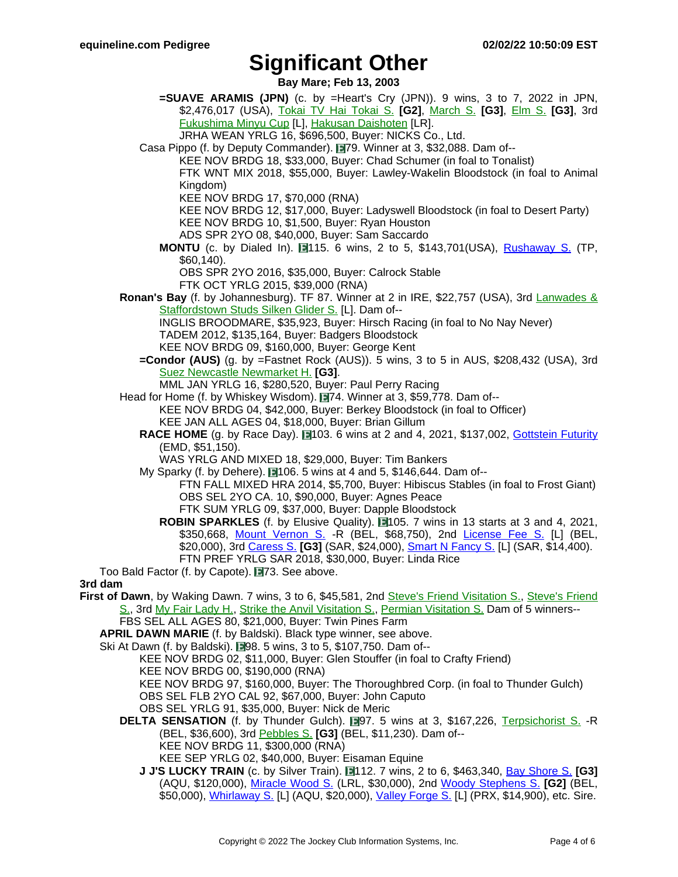# Significant Other

**Bay Mare; Feb 13, 2003**

**=SUAVE ARAMIS (JPN)** (c. by =Heart's Cry (JPN)). 9 wins, 3 to 7, 2022 in JPN, $2,476,017 (USA), Tokai TV Hai Tokai S. **[G2]**, March S. **[G3]**, Elm S. **[G3]**, 3rd Fukushima Minyu Cup [L], Hakusan Daishoten [LR].
JRHA WEAN YRLG 16, $696,500, Buyer: NICKS Co., Ltd.

Casa Pippo (f. by Deputy Commander). E79. Winner at 3, $32,088. Dam of--
KEE NOV BRDG 18, $33,000, Buyer: Chad Schumer (in foal to Tonalist)
FTK WNT MIX 2018, $55,000, Buyer: Lawley-Wakelin Bloodstock (in foal to Animal Kingdom)
KEE NOV BRDG 17, $70,000 (RNA)
KEE NOV BRDG 12, $17,000, Buyer: Ladyswell Bloodstock (in foal to Desert Party)
KEE NOV BRDG 10, $1,500, Buyer: Ryan Houston
ADS SPR 2YO 08, $40,000, Buyer: Sam Saccardo

**MONTU** (c. by Dialed In). E115. 6 wins, 2 to 5, $143,701(USA), Rushaway S. (TP, $60,140).
OBS SPR 2YO 2016, $35,000, Buyer: Calrock Stable
FTK OCT YRLG 2015, $39,000 (RNA)

**Ronan's Bay** (f. by Johannesburg). TF 87. Winner at 2 in IRE, $22,757 (USA), 3rd Lanwades & Staffordstown Studs Silken Glider S. [L]. Dam of--
INGLIS BROODMARE, $35,923, Buyer: Hirsch Racing (in foal to No Nay Never)
TADEM 2012, $135,164, Buyer: Badgers Bloodstock
KEE NOV BRDG 09, $160,000, Buyer: George Kent

**=Condor (AUS)** (g. by =Fastnet Rock (AUS)). 5 wins, 3 to 5 in AUS, $208,432 (USA), 3rd Suez Newcastle Newmarket H. **[G3]**.
MML JAN YRLG 16, $280,520, Buyer: Paul Perry Racing

Head for Home (f. by Whiskey Wisdom). E74. Winner at 3, $59,778. Dam of--
KEE NOV BRDG 04, $42,000, Buyer: Berkey Bloodstock (in foal to Officer)
KEE JAN ALL AGES 04, $18,000, Buyer: Brian Gillum

**RACE HOME** (g. by Race Day). E103. 6 wins at 2 and 4, 2021, $137,002, Gottstein Futurity (EMD, $51,150).
WAS YRLG AND MIXED 18, $29,000, Buyer: Tim Bankers

My Sparky (f. by Dehere). E106. 5 wins at 4 and 5, $146,644. Dam of--
FTN FALL MIXED HRA 2014, $5,700, Buyer: Hibiscus Stables (in foal to Frost Giant)
OBS SEL 2YO CA. 10, $90,000, Buyer: Agnes Peace
FTK SUM YRLG 09, $37,000, Buyer: Dapple Bloodstock

**ROBIN SPARKLES** (f. by Elusive Quality). E105. 7 wins in 13 starts at 3 and 4, 2021, $350,668, Mount Vernon S. -R (BEL, $68,750), 2nd License Fee S. [L] (BEL, $20,000), 3rd Caress S. **[G3]** (SAR, $24,000), Smart N Fancy S. [L] (SAR, $14,400).
FTN PREF YRLG SAR 2018, $30,000, Buyer: Linda Rice

Too Bald Factor (f. by Capote). E73. See above.

**3rd dam**

**First of Dawn**, by Waking Dawn. 7 wins, 3 to 6, $45,581, 2nd Steve's Friend Visitation S., Steve's Friend S., 3rd My Fair Lady H., Strike the Anvil Visitation S., Permian Visitation S. Dam of 5 winners--
FBS SEL ALL AGES 80, $21,000, Buyer: Twin Pines Farm

**APRIL DAWN MARIE** (f. by Baldski). Black type winner, see above.

Ski At Dawn (f. by Baldski). E98. 5 wins, 3 to 5, $107,750. Dam of--
KEE NOV BRDG 02, $11,000, Buyer: Glen Stouffer (in foal to Crafty Friend)
KEE NOV BRDG 00, $190,000 (RNA)
KEE NOV BRDG 97, $160,000, Buyer: The Thoroughbred Corp. (in foal to Thunder Gulch)
OBS SEL FLB 2YO CAL 92, $67,000, Buyer: John Caputo
OBS SEL YRLG 91, $35,000, Buyer: Nick de Meric

**DELTA SENSATION** (f. by Thunder Gulch). E97. 5 wins at 3, $167,226, Terpsichorist S. -R (BEL, $36,600), 3rd Pebbles S. **[G3]** (BEL, $11,230). Dam of--
KEE NOV BRDG 11, $300,000 (RNA)
KEE SEP YRLG 02, $40,000, Buyer: Eisaman Equine

**J J'S LUCKY TRAIN** (c. by Silver Train). E112. 7 wins, 2 to 6, $463,340, Bay Shore S. **[G3]** (AQU, $120,000), Miracle Wood S. (LRL, $30,000), 2nd Woody Stephens S. **[G2]** (BEL, $50,000), Whirlaway S. [L] (AQU, $20,000), Valley Forge S. [L] (PRX, $14,900), etc. Sire.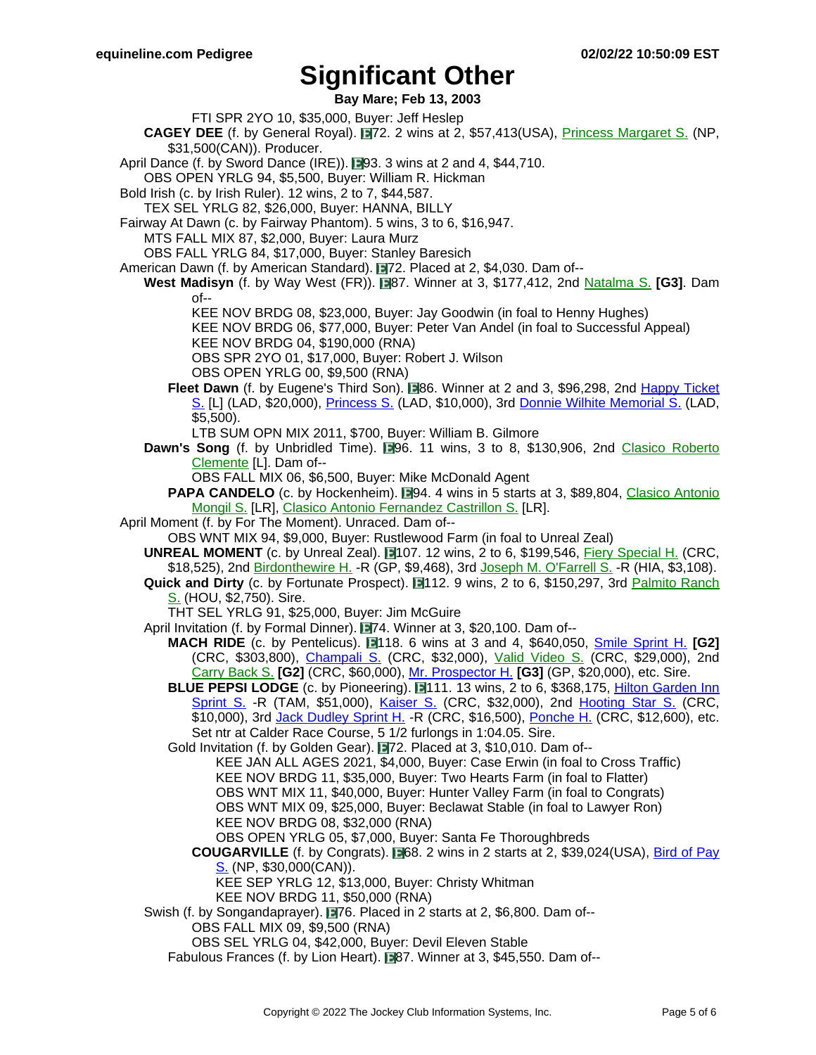# Significant Other

**Bay Mare; Feb 13, 2003**

FTI SPR 2YO 10, $35,000, Buyer: Jeff Heslep

**CAGEY DEE** (f. by General Royal). 72. 2 wins at 2, $57,413(USA), Princess Margaret S. (NP, $31,500(CAN)). Producer.

April Dance (f. by Sword Dance (IRE)). 93. 3 wins at 2 and 4, $44,710.

OBS OPEN YRLG 94, $5,500, Buyer: William R. Hickman

Bold Irish (c. by Irish Ruler). 12 wins, 2 to 7, $44,587.

TEX SEL YRLG 82, $26,000, Buyer: HANNA, BILLY

Fairway At Dawn (c. by Fairway Phantom). 5 wins, 3 to 6, $16,947.

MTS FALL MIX 87, $2,000, Buyer: Laura Murz

OBS FALL YRLG 84, $17,000, Buyer: Stanley Baresich

American Dawn (f. by American Standard). 72. Placed at 2, $4,030. Dam of--

**West Madisyn** (f. by Way West (FR)). 87. Winner at 3, $177,412, 2nd Natalma S. **[G3]**. Dam of--

KEE NOV BRDG 08, $23,000, Buyer: Jay Goodwin (in foal to Henny Hughes)

KEE NOV BRDG 06, $77,000, Buyer: Peter Van Andel (in foal to Successful Appeal)

KEE NOV BRDG 04, $190,000 (RNA)

OBS SPR 2YO 01, $17,000, Buyer: Robert J. Wilson

OBS OPEN YRLG 00, $9,500 (RNA)

**Fleet Dawn** (f. by Eugene's Third Son). 86. Winner at 2 and 3, $96,298, 2nd Happy Ticket S. [L] (LAD, $20,000), Princess S. (LAD, $10,000), 3rd Donnie Wilhite Memorial S. (LAD, $5,500).

LTB SUM OPN MIX 2011, $700, Buyer: William B. Gilmore

**Dawn's Song** (f. by Unbridled Time). 96. 11 wins, 3 to 8, $130,906, 2nd Clasico Roberto Clemente [L]. Dam of--

OBS FALL MIX 06, $6,500, Buyer: Mike McDonald Agent

**PAPA CANDELO** (c. by Hockenheim). 94. 4 wins in 5 starts at 3, $89,804, Clasico Antonio Mongil S. [LR], Clasico Antonio Fernandez Castrillon S. [LR].

April Moment (f. by For The Moment). Unraced. Dam of--

OBS WNT MIX 94, $9,000, Buyer: Rustlewood Farm (in foal to Unreal Zeal)

**UNREAL MOMENT** (c. by Unreal Zeal). 107. 12 wins, 2 to 6, $199,546, Fiery Special H. (CRC, $18,525), 2nd Birdonthewire H. -R (GP, $9,468), 3rd Joseph M. O'Farrell S. -R (HIA, $3,108).

**Quick and Dirty** (c. by Fortunate Prospect). 112. 9 wins, 2 to 6, $150,297, 3rd Palmito Ranch S. (HOU, $2,750). Sire.

THT SEL YRLG 91, $25,000, Buyer: Jim McGuire

April Invitation (f. by Formal Dinner). 74. Winner at 3, $20,100. Dam of--

**MACH RIDE** (c. by Pentelicus). 118. 6 wins at 3 and 4, $640,050, Smile Sprint H. **[G2]** (CRC, $303,800), Champali S. (CRC, $32,000), Valid Video S. (CRC, $29,000), 2nd Carry Back S. **[G2]** (CRC, $60,000), Mr. Prospector H. **[G3]** (GP, $20,000), etc. Sire.

**BLUE PEPSI LODGE** (c. by Pioneering). 111. 13 wins, 2 to 6, $368,175, Hilton Garden Inn Sprint S. -R (TAM, $51,000), Kaiser S. (CRC, $32,000), 2nd Hooting Star S. (CRC, $10,000), 3rd Jack Dudley Sprint H. -R (CRC, $16,500), Ponche H. (CRC, $12,600), etc. Set ntr at Calder Race Course, 5 1/2 furlongs in 1:04.05. Sire.

Gold Invitation (f. by Golden Gear). 72. Placed at 3, $10,010. Dam of--

KEE JAN ALL AGES 2021, $4,000, Buyer: Case Erwin (in foal to Cross Traffic)

KEE NOV BRDG 11, $35,000, Buyer: Two Hearts Farm (in foal to Flatter)

OBS WNT MIX 11, $40,000, Buyer: Hunter Valley Farm (in foal to Congrats)

OBS WNT MIX 09, $25,000, Buyer: Beclawat Stable (in foal to Lawyer Ron)

KEE NOV BRDG 08, $32,000 (RNA)

OBS OPEN YRLG 05, $7,000, Buyer: Santa Fe Thoroughbreds

**COUGARVILLE** (f. by Congrats). 68. 2 wins in 2 starts at 2, $39,024(USA), Bird of Pay S. (NP, $30,000(CAN)).

KEE SEP YRLG 12, $13,000, Buyer: Christy Whitman

KEE NOV BRDG 11, $50,000 (RNA)

Swish (f. by Songandaprayer). 76. Placed in 2 starts at 2, $6,800. Dam of--

OBS FALL MIX 09, $9,500 (RNA)

OBS SEL YRLG 04, $42,000, Buyer: Devil Eleven Stable

Fabulous Frances (f. by Lion Heart). 87. Winner at 3, $45,550. Dam of--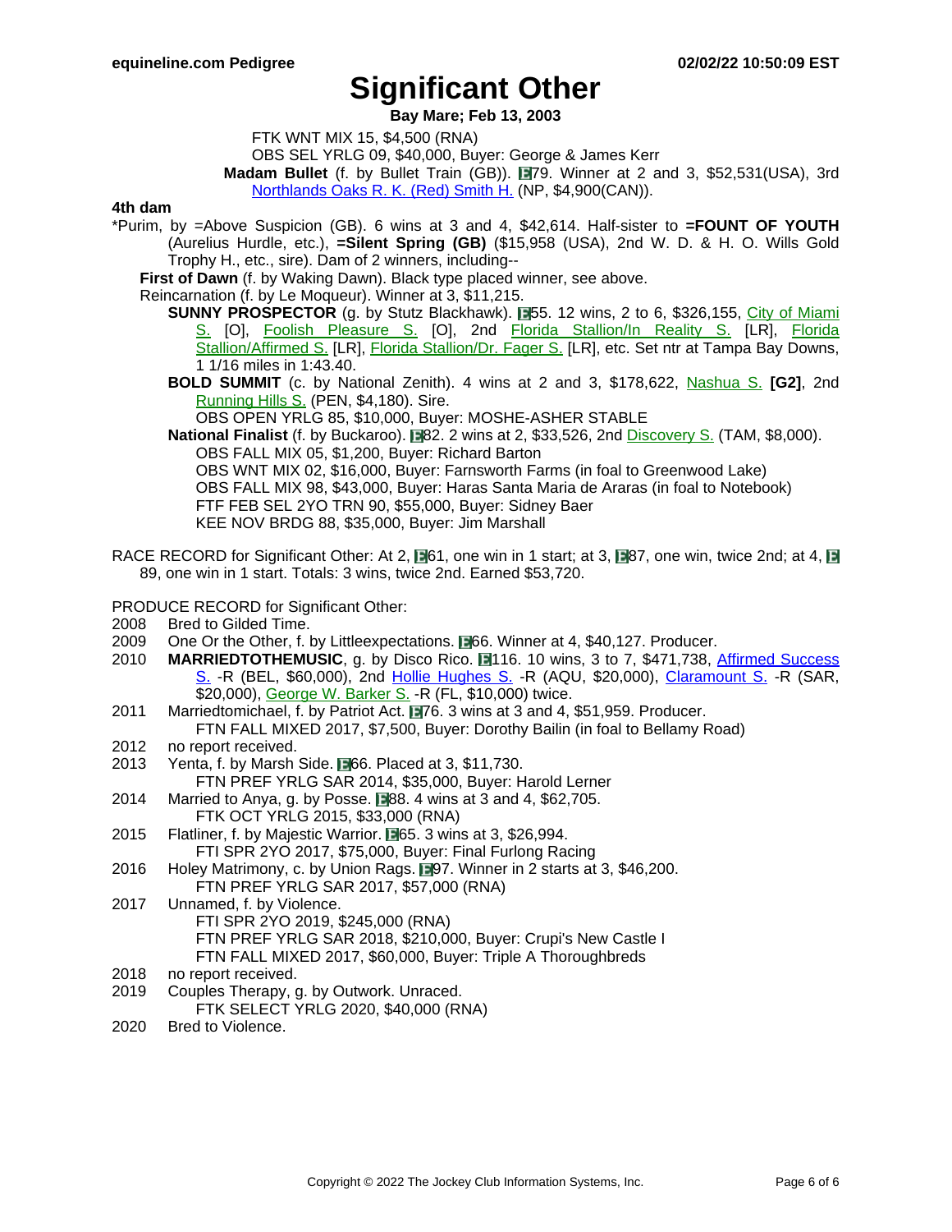# Significant Other

**Bay Mare; Feb 13, 2003**

FTK WNT MIX 15, $4,500 (RNA)
OBS SEL YRLG 09, $40,000, Buyer: George & James Kerr

**Madam Bullet** (f. by Bullet Train (GB)). E79. Winner at 2 and 3, $52,531(USA), 3rd Northlands Oaks R. K. (Red) Smith H. (NP, $4,900(CAN)).

**4th dam**

*Purim, by =Above Suspicion (GB). 6 wins at 3 and 4, $42,614. Half-sister to **=FOUNT OF YOUTH** (Aurelius Hurdle, etc.), **=Silent Spring (GB)** ($15,958 (USA), 2nd W. D. & H. O. Wills Gold Trophy H., etc., sire). Dam of 2 winners, including--

**First of Dawn** (f. by Waking Dawn). Black type placed winner, see above.

Reincarnation (f. by Le Moqueur). Winner at 3, $11,215.

**SUNNY PROSPECTOR** (g. by Stutz Blackhawk). E55. 12 wins, 2 to 6, $326,155, City of Miami S. [O], Foolish Pleasure S. [O], 2nd Florida Stallion/In Reality S. [LR], Florida Stallion/Affirmed S. [LR], Florida Stallion/Dr. Fager S. [LR], etc. Set ntr at Tampa Bay Downs, 1 1/16 miles in 1:43.40.

**BOLD SUMMIT** (c. by National Zenith). 4 wins at 2 and 3, $178,622, Nashua S. **[G2]**, 2nd Running Hills S. (PEN, $4,180). Sire.
OBS OPEN YRLG 85, $10,000, Buyer: MOSHE-ASHER STABLE

**National Finalist** (f. by Buckaroo). E82. 2 wins at 2, $33,526, 2nd Discovery S. (TAM, $8,000).
OBS FALL MIX 05, $1,200, Buyer: Richard Barton
OBS WNT MIX 02, $16,000, Buyer: Farnsworth Farms (in foal to Greenwood Lake)
OBS FALL MIX 98, $43,000, Buyer: Haras Santa Maria de Araras (in foal to Notebook)
FTF FEB SEL 2YO TRN 90, $55,000, Buyer: Sidney Baer
KEE NOV BRDG 88, $35,000, Buyer: Jim Marshall

RACE RECORD for Significant Other: At 2, E61, one win in 1 start; at 3, E87, one win, twice 2nd; at 4, E89, one win in 1 start. Totals: 3 wins, twice 2nd. Earned $53,720.

PRODUCE RECORD for Significant Other:

2008 Bred to Gilded Time.

2009 One Or the Other, f. by Littleexpectations. E66. Winner at 4, $40,127. Producer.

2010 **MARRIEDTOTHEMUSIC**, g. by Disco Rico. E116. 10 wins, 3 to 7, $471,738, Affirmed Success S. -R (BEL, $60,000), 2nd Hollie Hughes S. -R (AQU, $20,000), Claramount S. -R (SAR, $20,000), George W. Barker S. -R (FL, $10,000) twice.

2011 Marriedtomichael, f. by Patriot Act. E76. 3 wins at 3 and 4, $51,959. Producer.
FTN FALL MIXED 2017, $7,500, Buyer: Dorothy Bailin (in foal to Bellamy Road)

2012 no report received.

2013 Yenta, f. by Marsh Side. E66. Placed at 3, $11,730.
FTN PREF YRLG SAR 2014, $35,000, Buyer: Harold Lerner

2014 Married to Anya, g. by Posse. E88. 4 wins at 3 and 4, $62,705.
FTK OCT YRLG 2015, $33,000 (RNA)

2015 Flatliner, f. by Majestic Warrior. E65. 3 wins at 3, $26,994.
FTI SPR 2YO 2017, $75,000, Buyer: Final Furlong Racing

2016 Holey Matrimony, c. by Union Rags. E97. Winner in 2 starts at 3, $46,200.
FTN PREF YRLG SAR 2017, $57,000 (RNA)

2017 Unnamed, f. by Violence.
FTI SPR 2YO 2019, $245,000 (RNA)
FTN PREF YRLG SAR 2018, $210,000, Buyer: Crupi's New Castle I
FTN FALL MIXED 2017, $60,000, Buyer: Triple A Thoroughbreds

2018 no report received.

2019 Couples Therapy, g. by Outwork. Unraced.
FTK SELECT YRLG 2020, $40,000 (RNA)

2020 Bred to Violence.